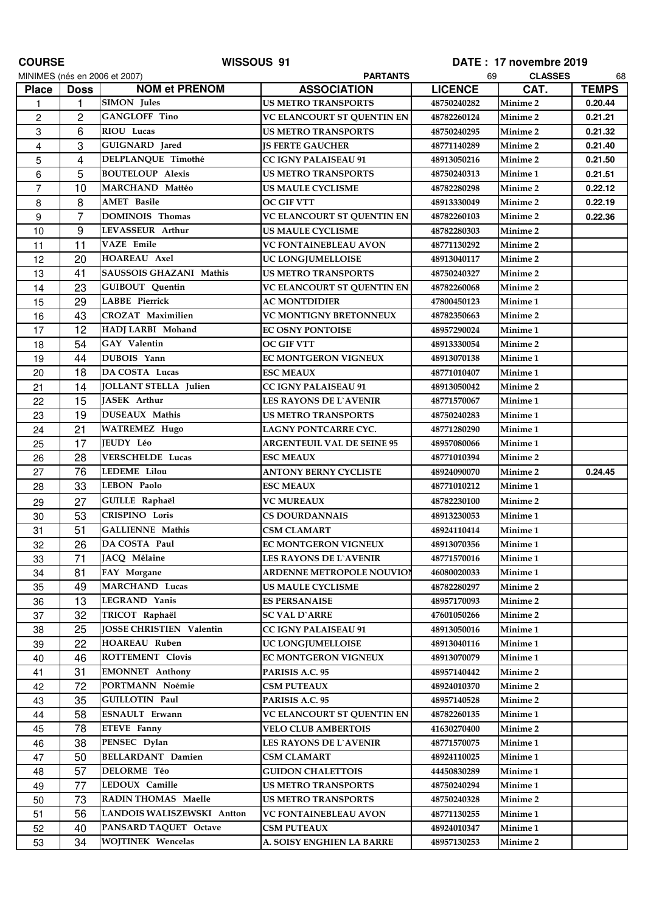**COURSE** **WISSOUS 91** **DATE : 17 novembre 2019**

MINIMES (nés en 2006 et 2007) **PARTANTS** 69 **CLASSES** 68

| Place | Doss | NOM et PRENOM | ASSOCIATION | LICENCE | CAT. | TEMPS |
|---|---|---|---|---|---|---|
| 1 | 1 | SIMON Jules | US METRO TRANSPORTS | 48750240282 | Minime 2 | 0.20.44 |
| 2 | 2 | GANGLOFF Tino | VC ELANCOURT ST QUENTIN EN | 48782260124 | Minime 2 | 0.21.21 |
| 3 | 6 | RIOU Lucas | US METRO TRANSPORTS | 48750240295 | Minime 2 | 0.21.32 |
| 4 | 3 | GUIGNARD Jared | JS FERTE GAUCHER | 48771140289 | Minime 2 | 0.21.40 |
| 5 | 4 | DELPLANQUE Timothé | CC IGNY PALAISEAU 91 | 48913050216 | Minime 2 | 0.21.50 |
| 6 | 5 | BOUTELOUP Alexis | US METRO TRANSPORTS | 48750240313 | Minime 1 | 0.21.51 |
| 7 | 10 | MARCHAND Mattéo | US MAULE CYCLISME | 48782280298 | Minime 2 | 0.22.12 |
| 8 | 8 | AMET Basile | OC GIF VTT | 48913330049 | Minime 2 | 0.22.19 |
| 9 | 7 | DOMINOIS Thomas | VC ELANCOURT ST QUENTIN EN | 48782260103 | Minime 2 | 0.22.36 |
| 10 | 9 | LEVASSEUR Arthur | US MAULE CYCLISME | 48782280303 | Minime 2 | |
| 11 | 11 | VAZE Emile | VC FONTAINEBLEAU AVON | 48771130292 | Minime 2 | |
| 12 | 20 | HOAREAU Axel | UC LONGJUMELLOISE | 48913040117 | Minime 2 | |
| 13 | 41 | SAUSSOIS GHAZANI Mathis | US METRO TRANSPORTS | 48750240327 | Minime 2 | |
| 14 | 23 | GUIBOUT Quentin | VC ELANCOURT ST QUENTIN EN | 48782260068 | Minime 2 | |
| 15 | 29 | LABBE Pierrick | AC MONTDIDIER | 47800450123 | Minime 1 | |
| 16 | 43 | CROZAT Maximilien | VC MONTIGNY BRETONNEUX | 48782350663 | Minime 2 | |
| 17 | 12 | HADJ LARBI Mohand | EC OSNY PONTOISE | 48957290024 | Minime 1 | |
| 18 | 54 | GAY Valentin | OC GIF VTT | 48913330054 | Minime 2 | |
| 19 | 44 | DUBOIS Yann | EC MONTGERON VIGNEUX | 48913070138 | Minime 1 | |
| 20 | 18 | DA COSTA Lucas | ESC MEAUX | 48771010407 | Minime 1 | |
| 21 | 14 | JOLLANT STELLA Julien | CC IGNY PALAISEAU 91 | 48913050042 | Minime 2 | |
| 22 | 15 | JASEK Arthur | LES RAYONS DE L`AVENIR | 48771570067 | Minime 1 | |
| 23 | 19 | DUSEAUX Mathis | US METRO TRANSPORTS | 48750240283 | Minime 1 | |
| 24 | 21 | WATREMEZ Hugo | LAGNY PONTCARRE CYC. | 48771280290 | Minime 1 | |
| 25 | 17 | JEUDY Léo | ARGENTEUIL VAL DE SEINE 95 | 48957080066 | Minime 1 | |
| 26 | 28 | VERSCHELDE Lucas | ESC MEAUX | 48771010394 | Minime 2 | |
| 27 | 76 | LEDEME Lilou | ANTONY BERNY CYCLISTE | 48924090070 | Minime 2 | 0.24.45 |
| 28 | 33 | LEBON Paolo | ESC MEAUX | 48771010212 | Minime 1 | |
| 29 | 27 | GUILLE Raphaël | VC MUREAUX | 48782230100 | Minime 2 | |
| 30 | 53 | CRISPINO Loris | CS DOURDANNAIS | 48913230053 | Minime 1 | |
| 31 | 51 | GALLIENNE Mathis | CSM CLAMART | 48924110414 | Minime 1 | |
| 32 | 26 | DA COSTA Paul | EC MONTGERON VIGNEUX | 48913070356 | Minime 1 | |
| 33 | 71 | JACQ Mélaine | LES RAYONS DE L`AVENIR | 48771570016 | Minime 1 | |
| 34 | 81 | FAY Morgane | ARDENNE METROPOLE NOUVION | 46080020033 | Minime 1 | |
| 35 | 49 | MARCHAND Lucas | US MAULE CYCLISME | 48782280297 | Minime 2 | |
| 36 | 13 | LEGRAND Yanis | ES PERSANAISE | 48957170093 | Minime 2 | |
| 37 | 32 | TRICOT Raphaël | SC VAL D`ARRE | 47601050266 | Minime 2 | |
| 38 | 25 | JOSSE CHRISTIEN Valentin | CC IGNY PALAISEAU 91 | 48913050016 | Minime 1 | |
| 39 | 22 | HOAREAU Ruben | UC LONGJUMELLOISE | 48913040116 | Minime 1 | |
| 40 | 46 | ROTTEMENT Clovis | EC MONTGERON VIGNEUX | 48913070079 | Minime 1 | |
| 41 | 31 | EMONNET Anthony | PARISIS A.C. 95 | 48957140442 | Minime 2 | |
| 42 | 72 | PORTMANN Noémie | CSM PUTEAUX | 48924010370 | Minime 2 | |
| 43 | 35 | GUILLOTIN Paul | PARISIS A.C. 95 | 48957140528 | Minime 2 | |
| 44 | 58 | ESNAULT Erwann | VC ELANCOURT ST QUENTIN EN | 48782260135 | Minime 1 | |
| 45 | 78 | ETEVE Fanny | VELO CLUB AMBERTOIS | 41630270400 | Minime 2 | |
| 46 | 38 | PENSEC Dylan | LES RAYONS DE L`AVENIR | 48771570075 | Minime 1 | |
| 47 | 50 | BELLARDANT Damien | CSM CLAMART | 48924110025 | Minime 1 | |
| 48 | 57 | DELORME Téo | GUIDON CHALETTOIS | 44450830289 | Minime 1 | |
| 49 | 77 | LEDOUX Camille | US METRO TRANSPORTS | 48750240294 | Minime 1 | |
| 50 | 73 | RADIN THOMAS Maelle | US METRO TRANSPORTS | 48750240328 | Minime 2 | |
| 51 | 56 | LANDOIS WALISZEWSKI Antton | VC FONTAINEBLEAU AVON | 48771130255 | Minime 1 | |
| 52 | 40 | PANSARD TAQUET Octave | CSM PUTEAUX | 48924010347 | Minime 1 | |
| 53 | 34 | WOJTINEK Wencelas | A. SOISY ENGHIEN LA BARRE | 48957130253 | Minime 2 | |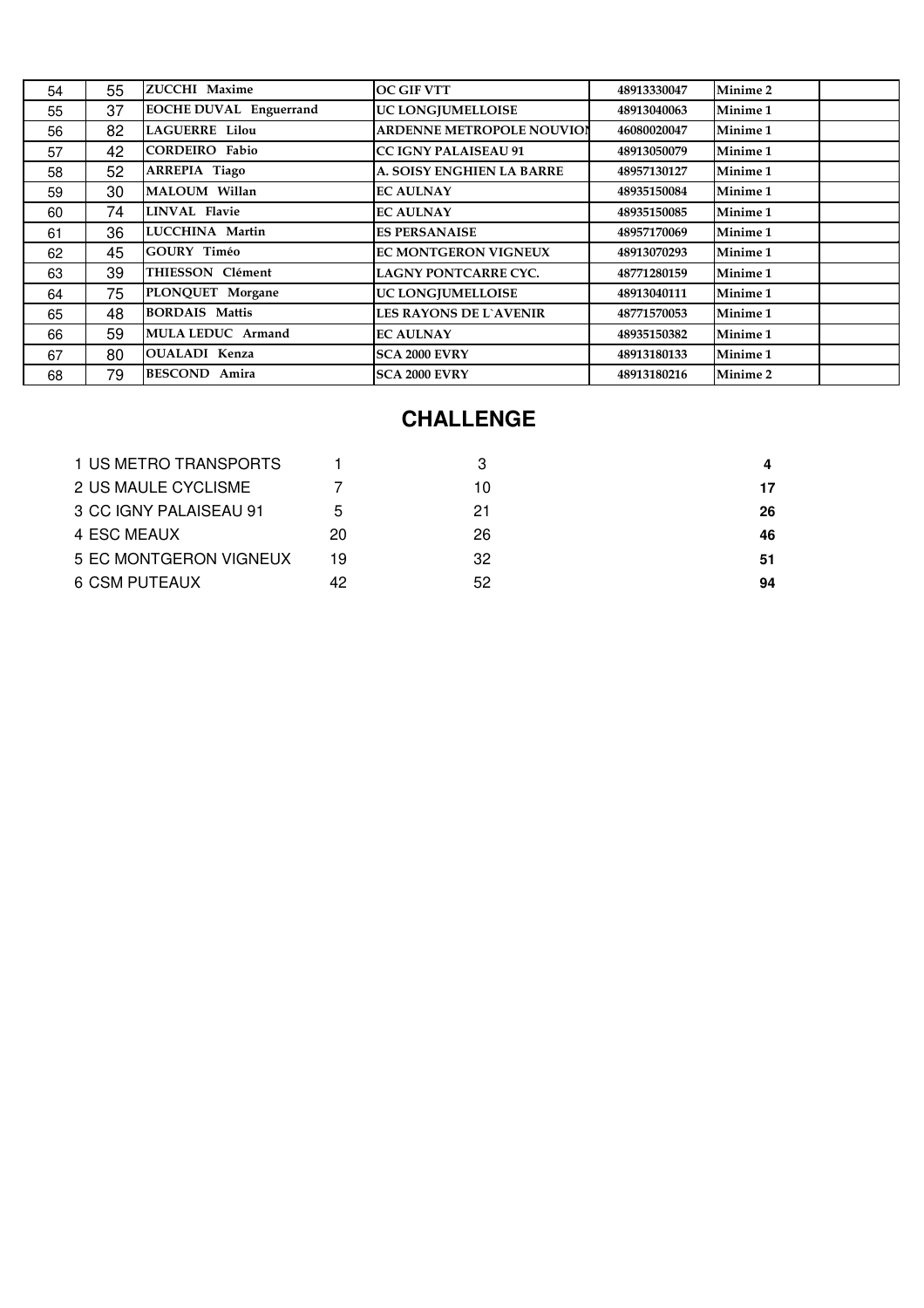| | | | | | | |
|---|---|---|---|---|---|---|
| 54 | 55 | ZUCCHI Maxime | OC GIF VTT | 48913330047 | Minime 2 | |
| 55 | 37 | EOCHE DUVAL Enguerrand | UC LONGJUMELLOISE | 48913040063 | Minime 1 | |
| 56 | 82 | LAGUERRE Lilou | ARDENNE METROPOLE NOUVION | 46080020047 | Minime 1 | |
| 57 | 42 | CORDEIRO Fabio | CC IGNY PALAISEAU 91 | 48913050079 | Minime 1 | |
| 58 | 52 | ARREPIA Tiago | A. SOISY ENGHIEN LA BARRE | 48957130127 | Minime 1 | |
| 59 | 30 | MALOUM Willan | EC AULNAY | 48935150084 | Minime 1 | |
| 60 | 74 | LINVAL Flavie | EC AULNAY | 48935150085 | Minime 1 | |
| 61 | 36 | LUCCHINA Martin | ES PERSANAISE | 48957170069 | Minime 1 | |
| 62 | 45 | GOURY Timéo | EC MONTGERON VIGNEUX | 48913070293 | Minime 1 | |
| 63 | 39 | THIESSON Clément | LAGNY PONTCARRE CYC. | 48771280159 | Minime 1 | |
| 64 | 75 | PLONQUET Morgane | UC LONGJUMELLOISE | 48913040111 | Minime 1 | |
| 65 | 48 | BORDAIS Mattis | LES RAYONS DE L`AVENIR | 48771570053 | Minime 1 | |
| 66 | 59 | MULA LEDUC Armand | EC AULNAY | 48935150382 | Minime 1 | |
| 67 | 80 | OUALADI Kenza | SCA 2000 EVRY | 48913180133 | Minime 1 | |
| 68 | 79 | BESCOND Amira | SCA 2000 EVRY | 48913180216 | Minime 2 | |

## CHALLENGE

| | | | | |
|---|---|---|---|---|
| 1 | US METRO TRANSPORTS | 1 | 3 | **4** |
| 2 | US MAULE CYCLISME | 7 | 10 | **17** |
| 3 | CC IGNY PALAISEAU 91 | 5 | 21 | **26** |
| 4 | ESC MEAUX | 20 | 26 | **46** |
| 5 | EC MONTGERON VIGNEUX | 19 | 32 | **51** |
| 6 | CSM PUTEAUX | 42 | 52 | **94** |